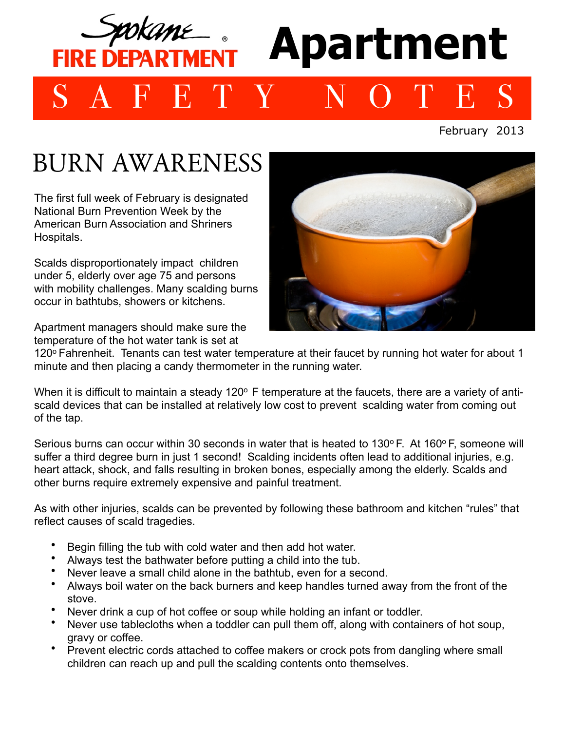Spokane FIRE DEPARTMENT

# Apartment

## SAFETY NOTES

February 2013

# BURN AWARENESS

The first full week of February is designated National Burn Prevention Week by the American Burn Association and Shriners Hospitals.

Scalds disproportionately impact children under 5, elderly over age 75 and persons with mobility challenges. Many scalding burns occur in bathtubs, showers or kitchens.

Apartment managers should make sure the temperature of the hot water tank is set at 120° Fahrenheit. Tenants can test water temperature at their faucet by running hot water for about 1 minute and then placing a candy thermometer in the running water.

When it is difficult to maintain a steady 120° F temperature at the faucets, there are a variety of anti-scald devices that can be installed at relatively low cost to prevent scalding water from coming out of the tap.

Serious burns can occur within 30 seconds in water that is heated to 130° F. At 160° F, someone will suffer a third degree burn in just 1 second! Scalding incidents often lead to additional injuries, e.g. heart attack, shock, and falls resulting in broken bones, especially among the elderly. Scalds and other burns require extremely expensive and painful treatment.

As with other injuries, scalds can be prevented by following these bathroom and kitchen "rules" that reflect causes of scald tragedies.

- Begin filling the tub with cold water and then add hot water.
- Always test the bathwater before putting a child into the tub.
- Never leave a small child alone in the bathtub, even for a second.
- Always boil water on the back burners and keep handles turned away from the front of the stove.
- Never drink a cup of hot coffee or soup while holding an infant or toddler.
- Never use tablecloths when a toddler can pull them off, along with containers of hot soup, gravy or coffee.
- Prevent electric cords attached to coffee makers or crock pots from dangling where small children can reach up and pull the scalding contents onto themselves.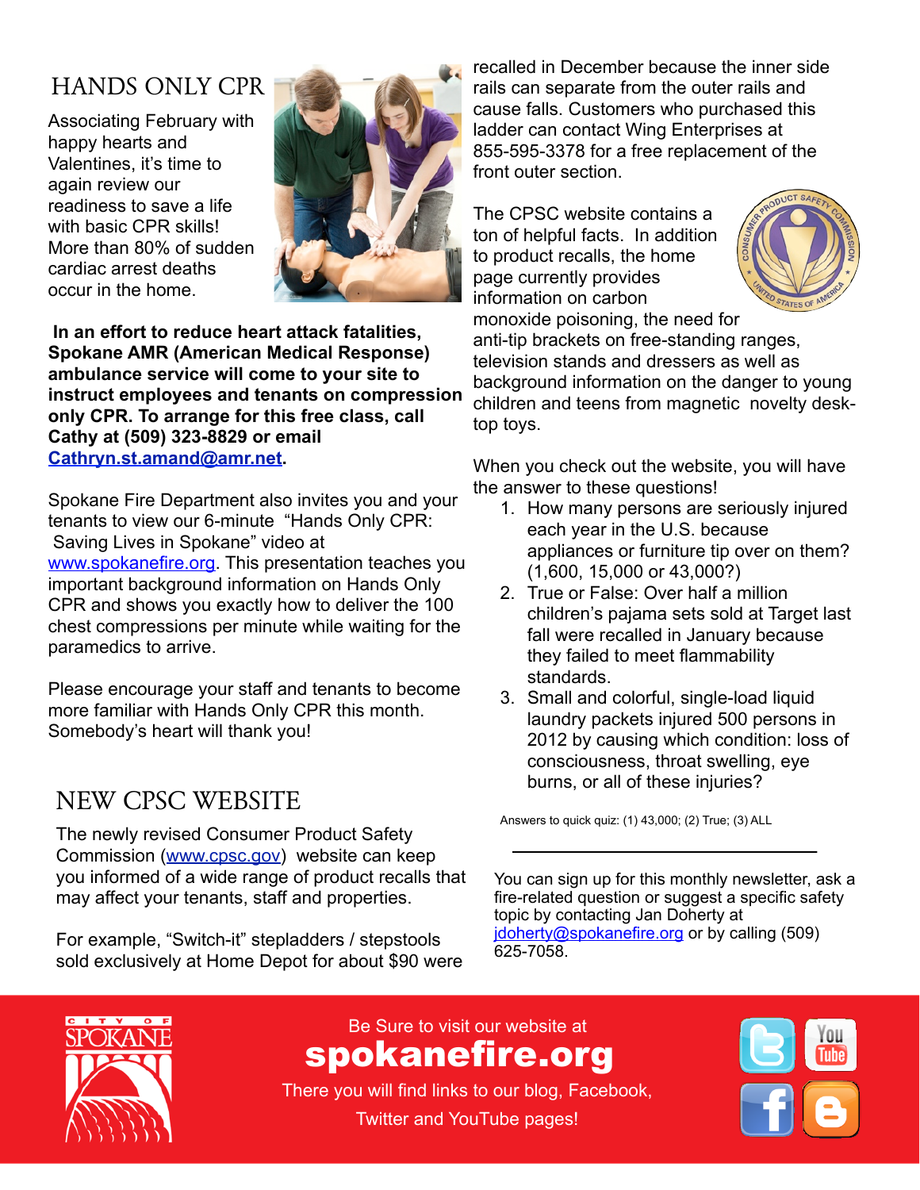## HANDS ONLY CPR

Associating February with happy hearts and Valentines, it's time to again review our readiness to save a life with basic CPR skills! More than 80% of sudden cardiac arrest deaths occur in the home.

**In an effort to reduce heart attack fatalities, Spokane AMR (American Medical Response) ambulance service will come to your site to instruct employees and tenants on compression only CPR. To arrange for this free class, call Cathy at (509) 323-8829 or email Cathryn.st.amand@amr.net.**

Spokane Fire Department also invites you and your tenants to view our 6-minute "Hands Only CPR: Saving Lives in Spokane" video at www.spokanefire.org. This presentation teaches you important background information on Hands Only CPR and shows you exactly how to deliver the 100 chest compressions per minute while waiting for the paramedics to arrive.

Please encourage your staff and tenants to become more familiar with Hands Only CPR this month. Somebody's heart will thank you!

## NEW CPSC WEBSITE

The newly revised Consumer Product Safety Commission (www.cpsc.gov) website can keep you informed of a wide range of product recalls that may affect your tenants, staff and properties.

For example, "Switch-it" stepladders / stepstools sold exclusively at Home Depot for about $90 were recalled in December because the inner side rails can separate from the outer rails and cause falls. Customers who purchased this ladder can contact Wing Enterprises at 855-595-3378 for a free replacement of the front outer section.

The CPSC website contains a ton of helpful facts. In addition to product recalls, the home page currently provides information on carbon monoxide poisoning, the need for anti-tip brackets on free-standing ranges, television stands and dressers as well as background information on the danger to young children and teens from magnetic novelty desk-top toys.

When you check out the website, you will have the answer to these questions!

1. How many persons are seriously injured each year in the U.S. because appliances or furniture tip over on them? (1,600, 15,000 or 43,000?)
2. True or False: Over half a million children's pajama sets sold at Target last fall were recalled in January because they failed to meet flammability standards.
3. Small and colorful, single-load liquid laundry packets injured 500 persons in 2012 by causing which condition: loss of consciousness, throat swelling, eye burns, or all of these injuries?

Answers to quick quiz: (1) 43,000; (2) True; (3) ALL

---

You can sign up for this monthly newsletter, ask a fire-related question or suggest a specific safety topic by contacting Jan Doherty at jdoherty@spokanefire.org or by calling (509) 625-7058.

Be Sure to visit our website at

**spokanefire.org**

There you will find links to our blog, Facebook, Twitter and YouTube pages!